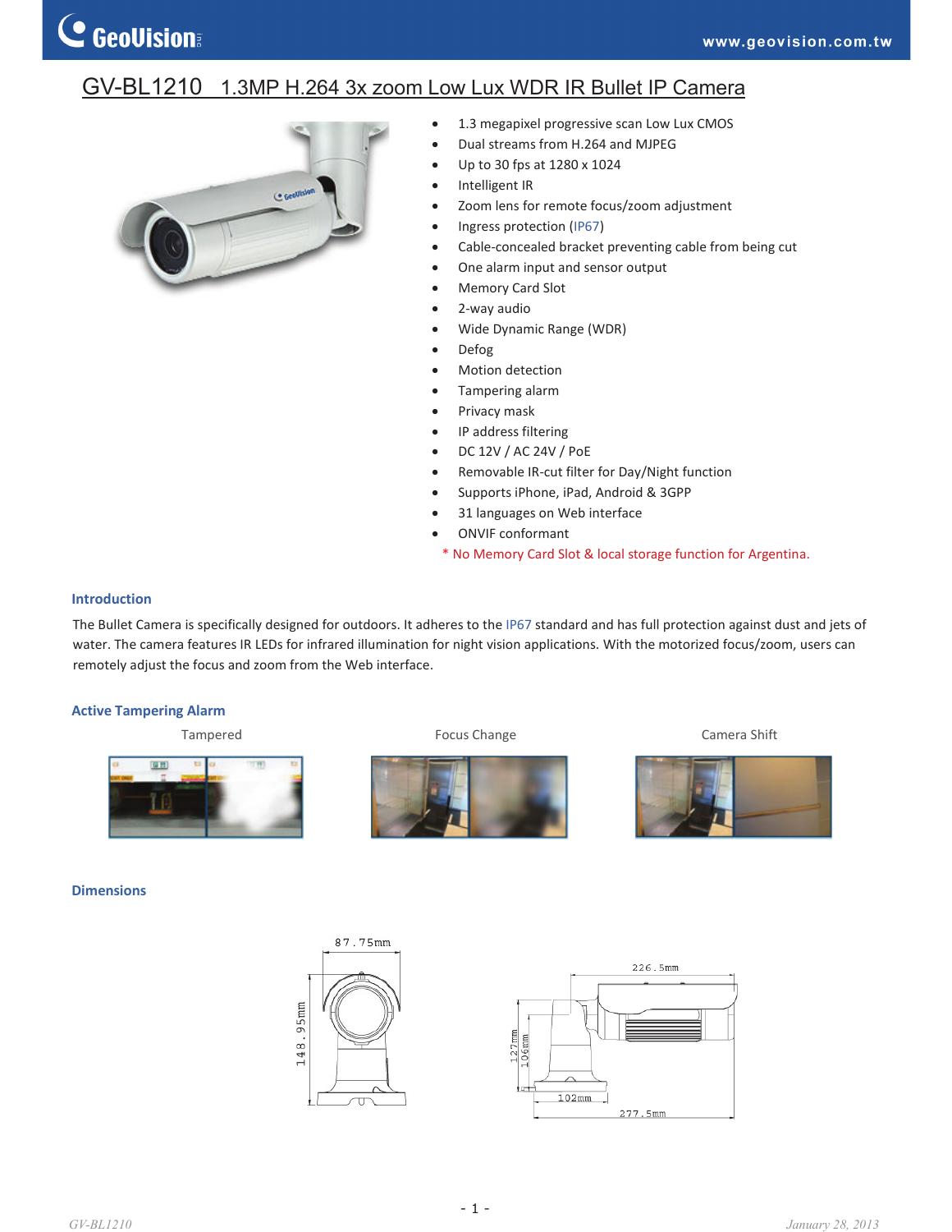# GV-BL1210 1.3MP H.264 3x zoom Low Lux WDR IR Bullet IP Camera

- 1.3 megapixel progressive scan Low Lux CMOS
- Dual streams from H.264 and MJPEG
- Up to 30 fps at 1280 x 1024
- Intelligent IR
- Zoom lens for remote focus/zoom adjustment
- Ingress protection (IP67)
- Cable-concealed bracket preventing cable from being cut
- One alarm input and sensor output
- Memory Card Slot
- 2-way audio
- Wide Dynamic Range (WDR)
- Defog
- Motion detection
- Tampering alarm
- Privacy mask
- IP address filtering
- DC 12V / AC 24V / PoE
- Removable IR-cut filter for Day/Night function
- Supports iPhone, iPad, Android & 3GPP
- 31 languages on Web interface
- ONVIF conformant

\* No Memory Card Slot & local storage function for Argentina.

## Introduction

The Bullet Camera is specifically designed for outdoors. It adheres to the IP67 standard and has full protection against dust and jets of water. The camera features IR LEDs for infrared illumination for night vision applications. With the motorized focus/zoom, users can remotely adjust the focus and zoom from the Web interface.

## Active Tampering Alarm

Tampered | Focus Change | Camera Shift

## Dimensions

87.75mm, 148.95mm, 226.5mm, 127mm, 106mm, 102mm, 277.5mm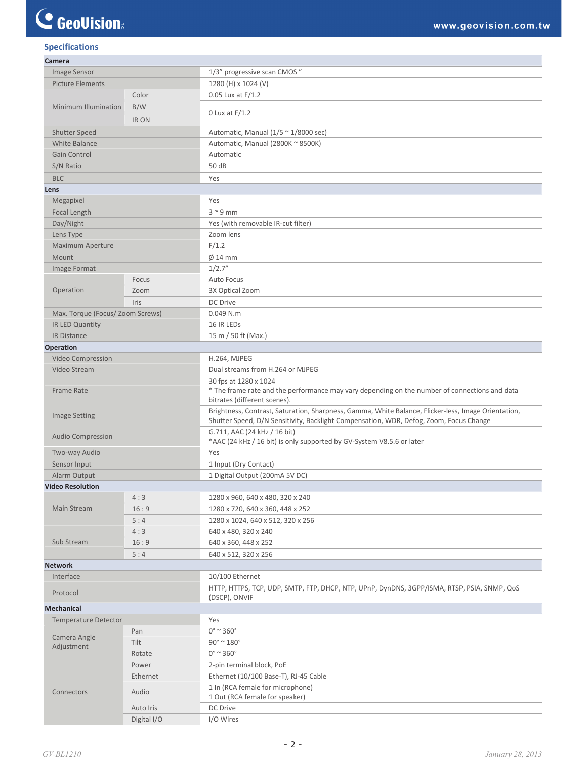## Specifications

| | | |
|---|---|---|
| **Camera** | | |
| Image Sensor | | 1/3” progressive scan CMOS ” |
| Picture Elements | | 1280 (H) x 1024 (V) |
| Minimum Illumination | Color | 0.05 Lux at F/1.2 |
| | B/W | 0 Lux at F/1.2 |
| | IR ON | |
| Shutter Speed | | Automatic, Manual (1/5 ~ 1/8000 sec) |
| White Balance | | Automatic, Manual (2800K ~ 8500K) |
| Gain Control | | Automatic |
| S/N Ratio | | 50 dB |
| BLC | | Yes |
| **Lens** | | |
| Megapixel | | Yes |
| Focal Length | | 3 ~ 9 mm |
| Day/Night | | Yes (with removable IR-cut filter) |
| Lens Type | | Zoom lens |
| Maximum Aperture | | F/1.2 |
| Mount | | Ø 14 mm |
| Image Format | | 1/2.7” |
| Operation | Focus | Auto Focus |
| | Zoom | 3X Optical Zoom |
| | Iris | DC Drive |
| Max. Torque (Focus/ Zoom Screws) | | 0.049 N.m |
| IR LED Quantity | | 16 IR LEDs |
| IR Distance | | 15 m / 50 ft (Max.) |
| **Operation** | | |
| Video Compression | | H.264, MJPEG |
| Video Stream | | Dual streams from H.264 or MJPEG |
| Frame Rate | | 30 fps at 1280 x 1024<br>* The frame rate and the performance may vary depending on the number of connections and data bitrates (different scenes). |
| Image Setting | | Brightness, Contrast, Saturation, Sharpness, Gamma, White Balance, Flicker-less, Image Orientation, Shutter Speed, D/N Sensitivity, Backlight Compensation, WDR, Defog, Zoom, Focus Change |
| Audio Compression | | G.711, AAC (24 kHz / 16 bit)<br>*AAC (24 kHz / 16 bit) is only supported by GV-System V8.5.6 or later |
| Two-way Audio | | Yes |
| Sensor Input | | 1 Input (Dry Contact) |
| Alarm Output | | 1 Digital Output (200mA 5V DC) |
| **Video Resolution** | | |
| Main Stream | 4 : 3 | 1280 x 960, 640 x 480, 320 x 240 |
| | 16 : 9 | 1280 x 720, 640 x 360, 448 x 252 |
| | 5 : 4 | 1280 x 1024, 640 x 512, 320 x 256 |
| Sub Stream | 4 : 3 | 640 x 480, 320 x 240 |
| | 16 : 9 | 640 x 360, 448 x 252 |
| | 5 : 4 | 640 x 512, 320 x 256 |
| **Network** | | |
| Interface | | 10/100 Ethernet |
| Protocol | | HTTP, HTTPS, TCP, UDP, SMTP, FTP, DHCP, NTP, UPnP, DynDNS, 3GPP/ISMA, RTSP, PSIA, SNMP, QoS (DSCP), ONVIF |
| **Mechanical** | | |
| Temperature Detector | | Yes |
| Camera Angle Adjustment | Pan | 0° ~ 360° |
| | Tilt | 90° ~ 180° |
| | Rotate | 0° ~ 360° |
| Connectors | Power | 2-pin terminal block, PoE |
| | Ethernet | Ethernet (10/100 Base-T), RJ-45 Cable |
| | Audio | 1 In (RCA female for microphone)<br>1 Out (RCA female for speaker) |
| | Auto Iris | DC Drive |
| | Digital I/O | I/O Wires |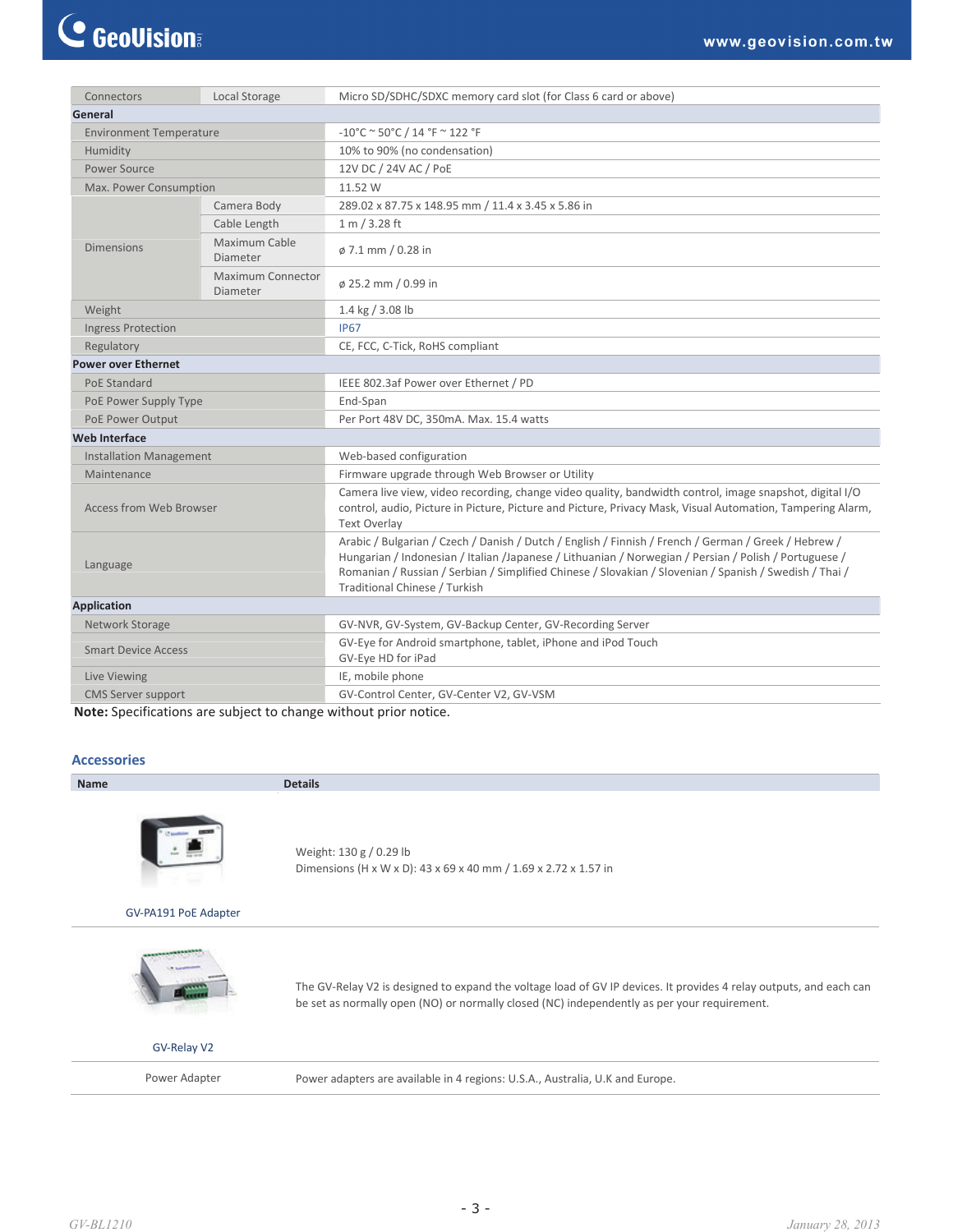| | | |
|---|---|---|
| Connectors | Local Storage | Micro SD/SDHC/SDXC memory card slot (for Class 6 card or above) |
| **General** | | |
| Environment Temperature | | -10°C ~ 50°C / 14 °F ~ 122 °F |
| Humidity | | 10% to 90% (no condensation) |
| Power Source | | 12V DC / 24V AC / PoE |
| Max. Power Consumption | | 11.52 W |
| Dimensions | Camera Body | 289.02 x 87.75 x 148.95 mm / 11.4 x 3.45 x 5.86 in |
| | Cable Length | 1 m / 3.28 ft |
| | Maximum Cable Diameter | ø 7.1 mm / 0.28 in |
| | Maximum Connector Diameter | ø 25.2 mm / 0.99 in |
| Weight | | 1.4 kg / 3.08 lb |
| Ingress Protection | | IP67 |
| Regulatory | | CE, FCC, C-Tick, RoHS compliant |
| **Power over Ethernet** | | |
| PoE Standard | | IEEE 802.3af Power over Ethernet / PD |
| PoE Power Supply Type | | End-Span |
| PoE Power Output | | Per Port 48V DC, 350mA. Max. 15.4 watts |
| **Web Interface** | | |
| Installation Management | | Web-based configuration |
| Maintenance | | Firmware upgrade through Web Browser or Utility |
| Access from Web Browser | | Camera live view, video recording, change video quality, bandwidth control, image snapshot, digital I/O control, audio, Picture in Picture, Picture and Picture, Privacy Mask, Visual Automation, Tampering Alarm, Text Overlay |
| Language | | Arabic / Bulgarian / Czech / Danish / Dutch / English / Finnish / French / German / Greek / Hebrew / Hungarian / Indonesian / Italian /Japanese / Lithuanian / Norwegian / Persian / Polish / Portuguese / Romanian / Russian / Serbian / Simplified Chinese / Slovakian / Slovenian / Spanish / Swedish / Thai / Traditional Chinese / Turkish |
| **Application** | | |
| Network Storage | | GV-NVR, GV-System, GV-Backup Center, GV-Recording Server |
| Smart Device Access | | GV-Eye for Android smartphone, tablet, iPhone and iPod Touch<br>GV-Eye HD for iPad |
| Live Viewing | | IE, mobile phone |
| CMS Server support | | GV-Control Center, GV-Center V2, GV-VSM |

**Note:** Specifications are subject to change without prior notice.

## Accessories

| Name | Details |
|---|---|
| GV-PA191 PoE Adapter | Weight: 130 g / 0.29 lb<br>Dimensions (H x W x D): 43 x 69 x 40 mm / 1.69 x 2.72 x 1.57 in |
| GV-Relay V2 | The GV-Relay V2 is designed to expand the voltage load of GV IP devices. It provides 4 relay outputs, and each can be set as normally open (NO) or normally closed (NC) independently as per your requirement. |
| Power Adapter | Power adapters are available in 4 regions: U.S.A., Australia, U.K and Europe. |